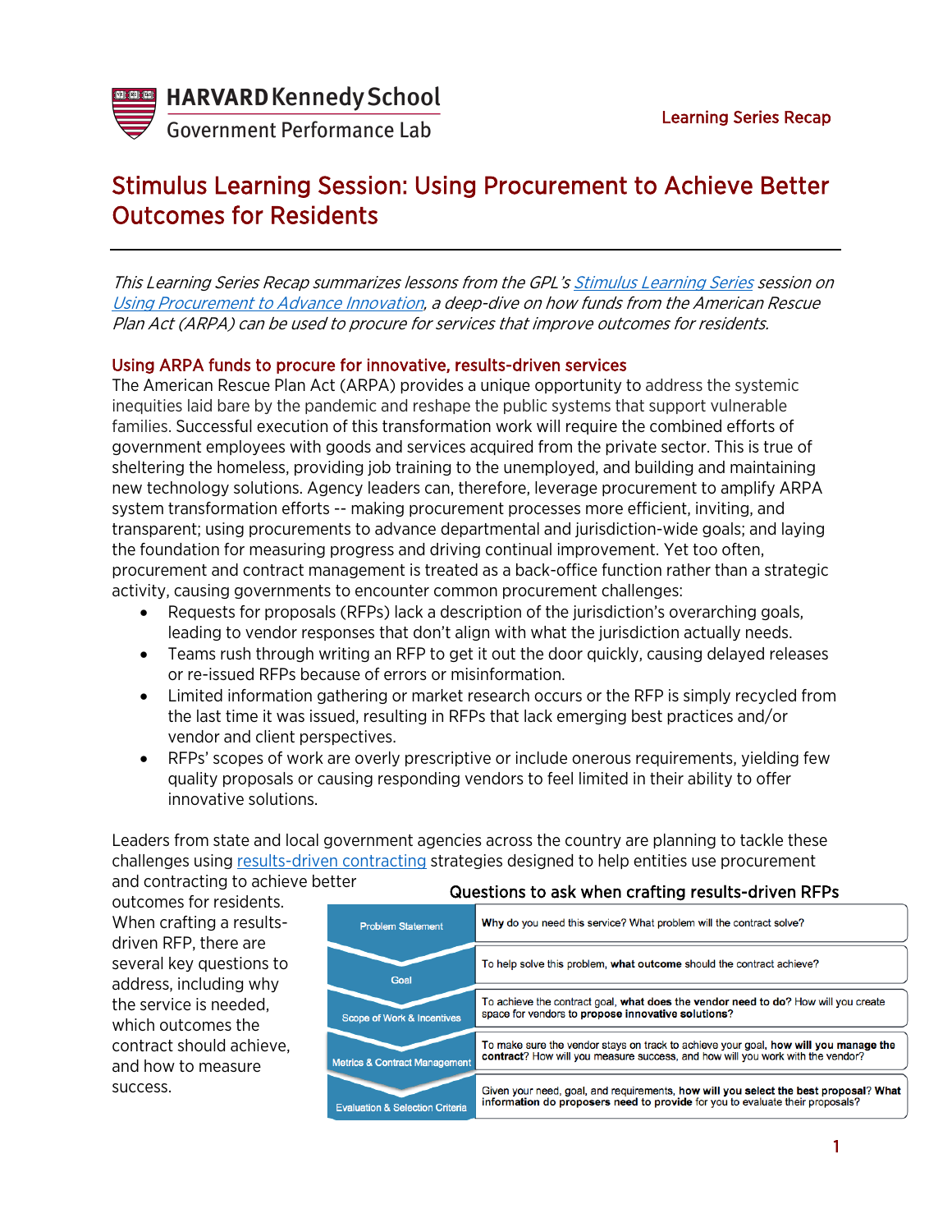HARVARD Kennedy School
Government Performance Lab

Learning Series Recap

# Stimulus Learning Session: Using Procurement to Achieve Better Outcomes for Residents

*This Learning Series Recap summarizes lessons from the GPL's [Stimulus Learning Series]() session on [Using Procurement to Advance Innovation](), a deep-dive on how funds from the American Rescue Plan Act (ARPA) can be used to procure for services that improve outcomes for residents.*

## Using ARPA funds to procure for innovative, results-driven services

The American Rescue Plan Act (ARPA) provides a unique opportunity to address the systemic inequities laid bare by the pandemic and reshape the public systems that support vulnerable families. Successful execution of this transformation work will require the combined efforts of government employees with goods and services acquired from the private sector. This is true of sheltering the homeless, providing job training to the unemployed, and building and maintaining new technology solutions. Agency leaders can, therefore, leverage procurement to amplify ARPA system transformation efforts -- making procurement processes more efficient, inviting, and transparent; using procurements to advance departmental and jurisdiction-wide goals; and laying the foundation for measuring progress and driving continual improvement. Yet too often, procurement and contract management is treated as a back-office function rather than a strategic activity, causing governments to encounter common procurement challenges:

- Requests for proposals (RFPs) lack a description of the jurisdiction's overarching goals, leading to vendor responses that don't align with what the jurisdiction actually needs.
- Teams rush through writing an RFP to get it out the door quickly, causing delayed releases or re-issued RFPs because of errors or misinformation.
- Limited information gathering or market research occurs or the RFP is simply recycled from the last time it was issued, resulting in RFPs that lack emerging best practices and/or vendor and client perspectives.
- RFPs' scopes of work are overly prescriptive or include onerous requirements, yielding few quality proposals or causing responding vendors to feel limited in their ability to offer innovative solutions.

Leaders from state and local government agencies across the country are planning to tackle these challenges using [results-driven contracting]() strategies designed to help entities use procurement and contracting to achieve better outcomes for residents. When crafting a results-driven RFP, there are several key questions to address, including why the service is needed, which outcomes the contract should achieve, and how to measure success.

**Questions to ask when crafting results-driven RFPs**

| | |
|---|---|
| Problem Statement | **Why** do you need this service? What problem will the contract solve? |
| Goal | To help solve this problem, **what outcome** should the contract achieve? |
| Scope of Work & Incentives | To achieve the contract goal, **what does the vendor need to do**? How will you create space for vendors to **propose innovative solutions?** |
| Metrics & Contract Management | To make sure the vendor stays on track to achieve your goal, **how will you manage the contract**? How will you measure success, and how will you work with the vendor? |
| Evaluation & Selection Criteria | Given your need, goal, and requirements, **how will you select the best proposal**? **What information do proposers need to provide** for you to evaluate their proposals? |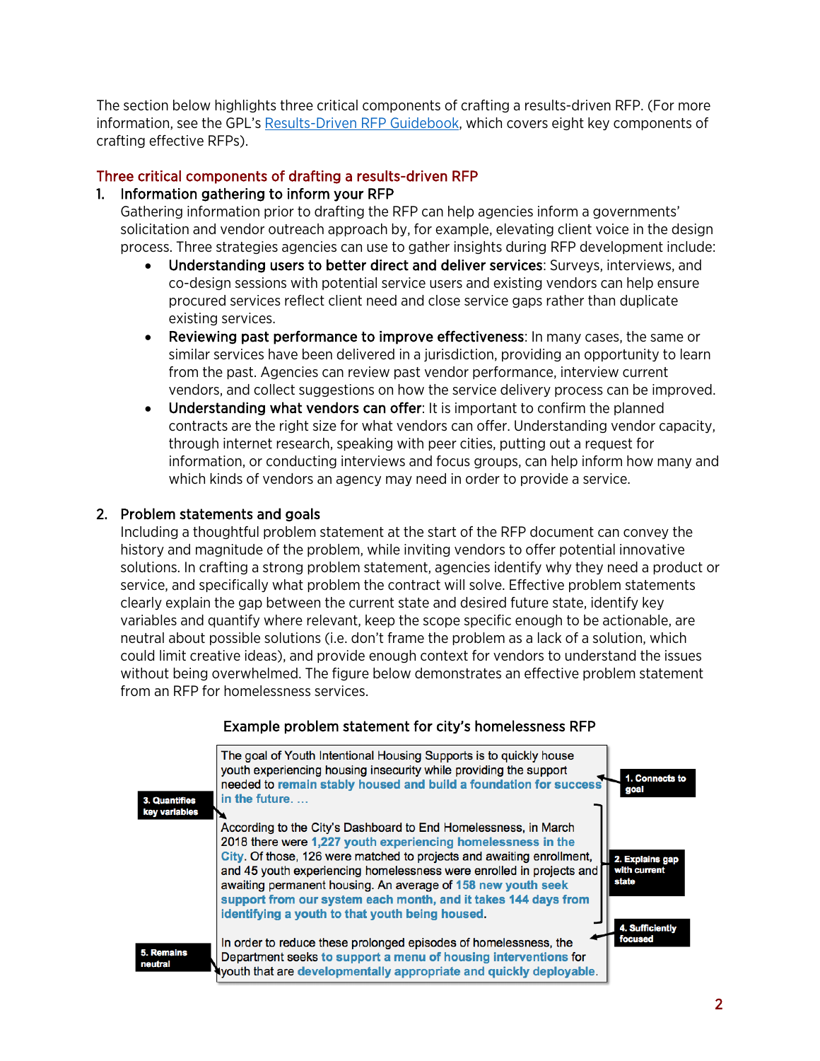The section below highlights three critical components of crafting a results-driven RFP. (For more information, see the GPL's [Results-Driven RFP Guidebook](), which covers eight key components of crafting effective RFPs).

## Three critical components of drafting a results-driven RFP

1. **Information gathering to inform your RFP**

   Gathering information prior to drafting the RFP can help agencies inform a governments' solicitation and vendor outreach approach by, for example, elevating client voice in the design process. Three strategies agencies can use to gather insights during RFP development include:

   - **Understanding users to better direct and deliver services**: Surveys, interviews, and co-design sessions with potential service users and existing vendors can help ensure procured services reflect client need and close service gaps rather than duplicate existing services.
   - **Reviewing past performance to improve effectiveness**: In many cases, the same or similar services have been delivered in a jurisdiction, providing an opportunity to learn from the past. Agencies can review past vendor performance, interview current vendors, and collect suggestions on how the service delivery process can be improved.
   - **Understanding what vendors can offer**: It is important to confirm the planned contracts are the right size for what vendors can offer. Understanding vendor capacity, through internet research, speaking with peer cities, putting out a request for information, or conducting interviews and focus groups, can help inform how many and which kinds of vendors an agency may need in order to provide a service.

2. **Problem statements and goals**

   Including a thoughtful problem statement at the start of the RFP document can convey the history and magnitude of the problem, while inviting vendors to offer potential innovative solutions. In crafting a strong problem statement, agencies identify why they need a product or service, and specifically what problem the contract will solve. Effective problem statements clearly explain the gap between the current state and desired future state, identify key variables and quantify where relevant, keep the scope specific enough to be actionable, are neutral about possible solutions (i.e. don't frame the problem as a lack of a solution, which could limit creative ideas), and provide enough context for vendors to understand the issues without being overwhelmed. The figure below demonstrates an effective problem statement from an RFP for homelessness services.

**Example problem statement for city's homelessness RFP**

> The goal of Youth Intentional Housing Supports is to quickly house youth experiencing housing insecurity while providing the support needed to **remain stably housed and build a foundation for success in the future.** …
>
> According to the City's Dashboard to End Homelessness, in March 2018 there were **1,227 youth experiencing homelessness in the City**. Of those, 126 were matched to projects and awaiting enrollment, and 45 youth experiencing homelessness were enrolled in projects and awaiting permanent housing. An average of **158 new youth seek support from our system each month, and it takes 144 days from identifying a youth to that youth being housed.**
>
> In order to reduce these prolonged episodes of homelessness, the Department seeks **to support a menu of housing interventions** for youth that are **developmentally appropriate and quickly deployable**.

Annotations: **1. Connects to goal**; **2. Explains gap with current state**; **3. Quantifies key variables**; **4. Sufficiently focused**; **5. Remains neutral**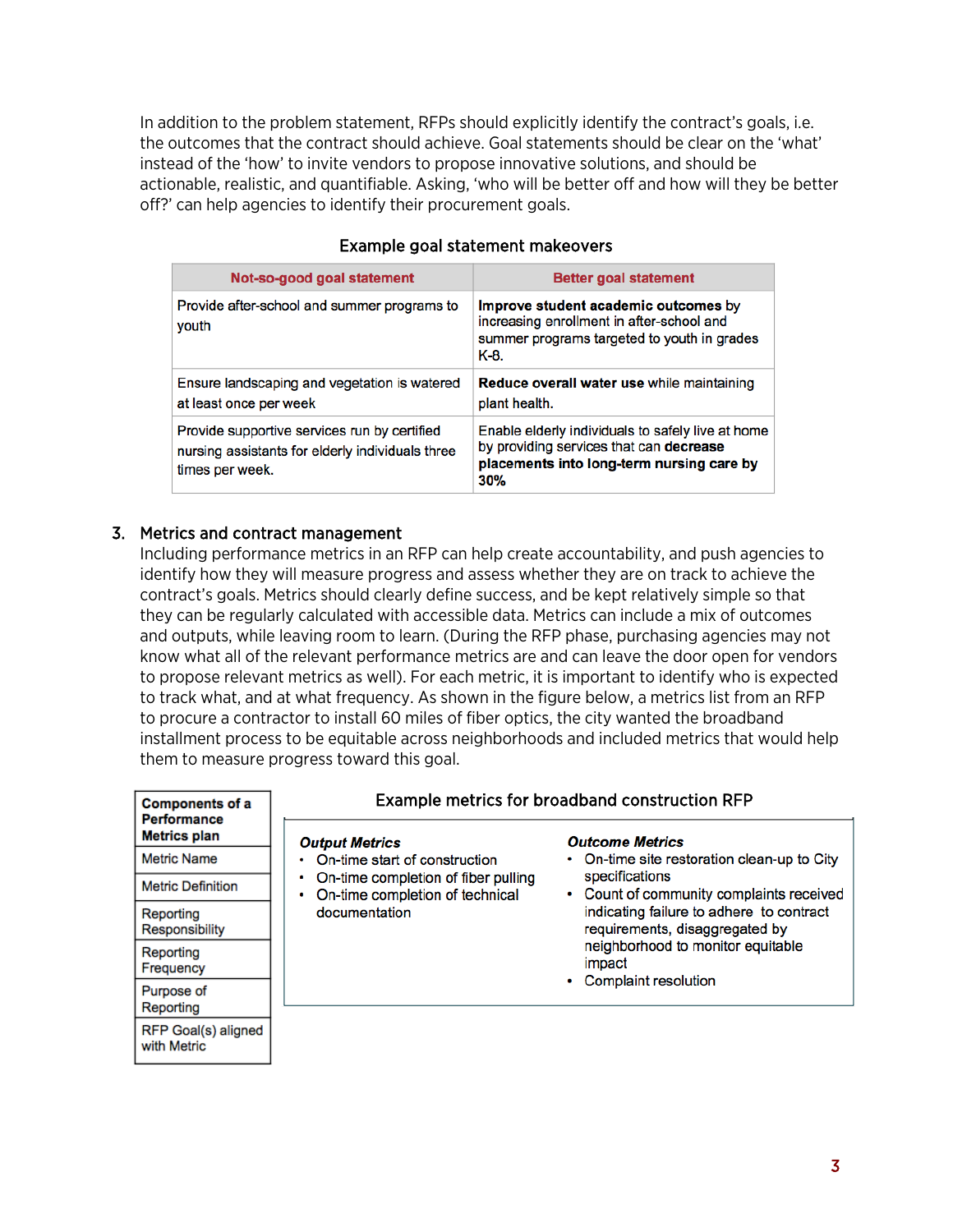In addition to the problem statement, RFPs should explicitly identify the contract's goals, i.e. the outcomes that the contract should achieve. Goal statements should be clear on the 'what' instead of the 'how' to invite vendors to propose innovative solutions, and should be actionable, realistic, and quantifiable. Asking, 'who will be better off and how will they be better off?' can help agencies to identify their procurement goals.

**Example goal statement makeovers**

| Not-so-good goal statement | Better goal statement |
| --- | --- |
| Provide after-school and summer programs to youth | **Improve student academic outcomes** by increasing enrollment in after-school and summer programs targeted to youth in grades K-8. |
| Ensure landscaping and vegetation is watered at least once per week | **Reduce overall water use** while maintaining plant health. |
| Provide supportive services run by certified nursing assistants for elderly individuals three times per week. | Enable elderly individuals to safely live at home by providing services that can **decrease placements into long-term nursing care by 30%** |

### 3. Metrics and contract management

Including performance metrics in an RFP can help create accountability, and push agencies to identify how they will measure progress and assess whether they are on track to achieve the contract's goals. Metrics should clearly define success, and be kept relatively simple so that they can be regularly calculated with accessible data. Metrics can include a mix of outcomes and outputs, while leaving room to learn. (During the RFP phase, purchasing agencies may not know what all of the relevant performance metrics are and can leave the door open for vendors to propose relevant metrics as well). For each metric, it is important to identify who is expected to track what, and at what frequency. As shown in the figure below, a metrics list from an RFP to procure a contractor to install 60 miles of fiber optics, the city wanted the broadband installment process to be equitable across neighborhoods and included metrics that would help them to measure progress toward this goal.

| **Components of a Performance Metrics plan** |
| --- |
| Metric Name |
| Metric Definition |
| Reporting Responsibility |
| Reporting Frequency |
| Purpose of Reporting |
| RFP Goal(s) aligned with Metric |

**Example metrics for broadband construction RFP**

***Output Metrics***

- On-time start of construction
- On-time completion of fiber pulling
- On-time completion of technical documentation

***Outcome Metrics***

- On-time site restoration clean-up to City specifications
- Count of community complaints received indicating failure to adhere to contract requirements, disaggregated by neighborhood to monitor equitable impact
- Complaint resolution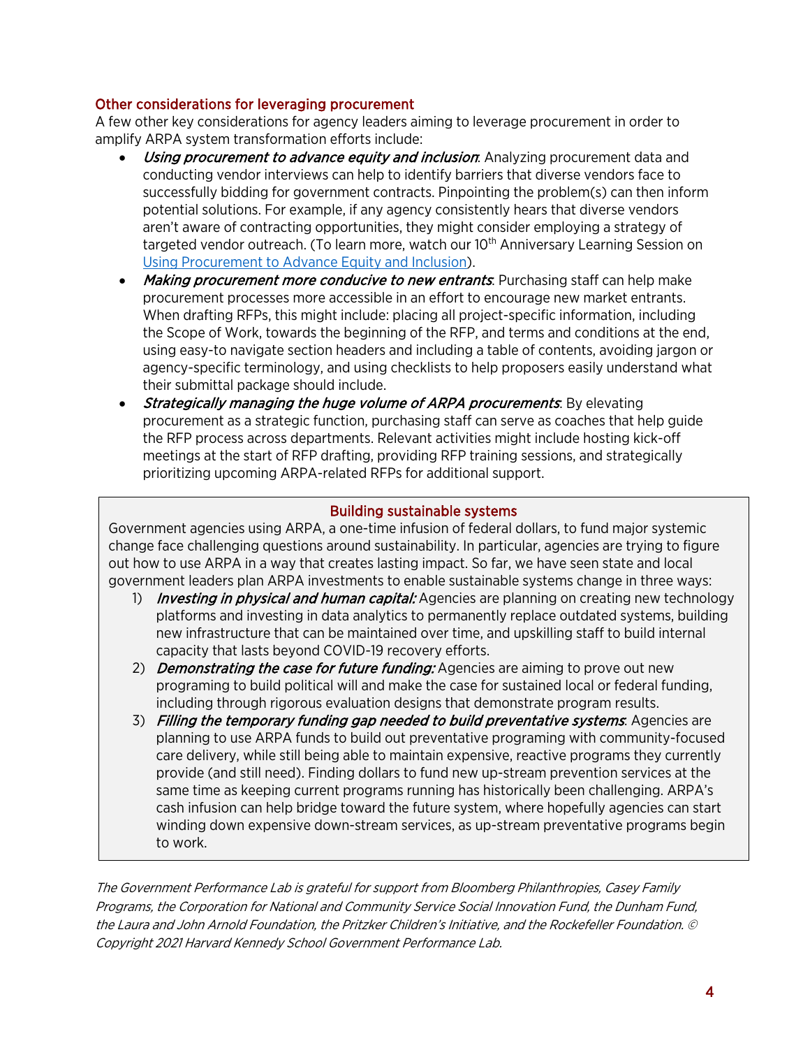### Other considerations for leveraging procurement

A few other key considerations for agency leaders aiming to leverage procurement in order to amplify ARPA system transformation efforts include:

- ***Using procurement to advance equity and inclusion***: Analyzing procurement data and conducting vendor interviews can help to identify barriers that diverse vendors face to successfully bidding for government contracts. Pinpointing the problem(s) can then inform potential solutions. For example, if any agency consistently hears that diverse vendors aren't aware of contracting opportunities, they might consider employing a strategy of targeted vendor outreach. (To learn more, watch our 10th Anniversary Learning Session on [Using Procurement to Advance Equity and Inclusion](#)).
- ***Making procurement more conducive to new entrants***: Purchasing staff can help make procurement processes more accessible in an effort to encourage new market entrants. When drafting RFPs, this might include: placing all project-specific information, including the Scope of Work, towards the beginning of the RFP, and terms and conditions at the end, using easy-to navigate section headers and including a table of contents, avoiding jargon or agency-specific terminology, and using checklists to help proposers easily understand what their submittal package should include.
- ***Strategically managing the huge volume of ARPA procurements***: By elevating procurement as a strategic function, purchasing staff can serve as coaches that help guide the RFP process across departments. Relevant activities might include hosting kick-off meetings at the start of RFP drafting, providing RFP training sessions, and strategically prioritizing upcoming ARPA-related RFPs for additional support.

### Building sustainable systems

Government agencies using ARPA, a one-time infusion of federal dollars, to fund major systemic change face challenging questions around sustainability. In particular, agencies are trying to figure out how to use ARPA in a way that creates lasting impact. So far, we have seen state and local government leaders plan ARPA investments to enable sustainable systems change in three ways:

1) ***Investing in physical and human capital:*** Agencies are planning on creating new technology platforms and investing in data analytics to permanently replace outdated systems, building new infrastructure that can be maintained over time, and upskilling staff to build internal capacity that lasts beyond COVID-19 recovery efforts.
2) ***Demonstrating the case for future funding:*** Agencies are aiming to prove out new programing to build political will and make the case for sustained local or federal funding, including through rigorous evaluation designs that demonstrate program results.
3) ***Filling the temporary funding gap needed to build preventative systems***: Agencies are planning to use ARPA funds to build out preventative programing with community-focused care delivery, while still being able to maintain expensive, reactive programs they currently provide (and still need). Finding dollars to fund new up-stream prevention services at the same time as keeping current programs running has historically been challenging. ARPA's cash infusion can help bridge toward the future system, where hopefully agencies can start winding down expensive down-stream services, as up-stream preventative programs begin to work.

*The Government Performance Lab is grateful for support from Bloomberg Philanthropies, Casey Family Programs, the Corporation for National and Community Service Social Innovation Fund, the Dunham Fund, the Laura and John Arnold Foundation, the Pritzker Children's Initiative, and the Rockefeller Foundation. © Copyright 2021 Harvard Kennedy School Government Performance Lab.*